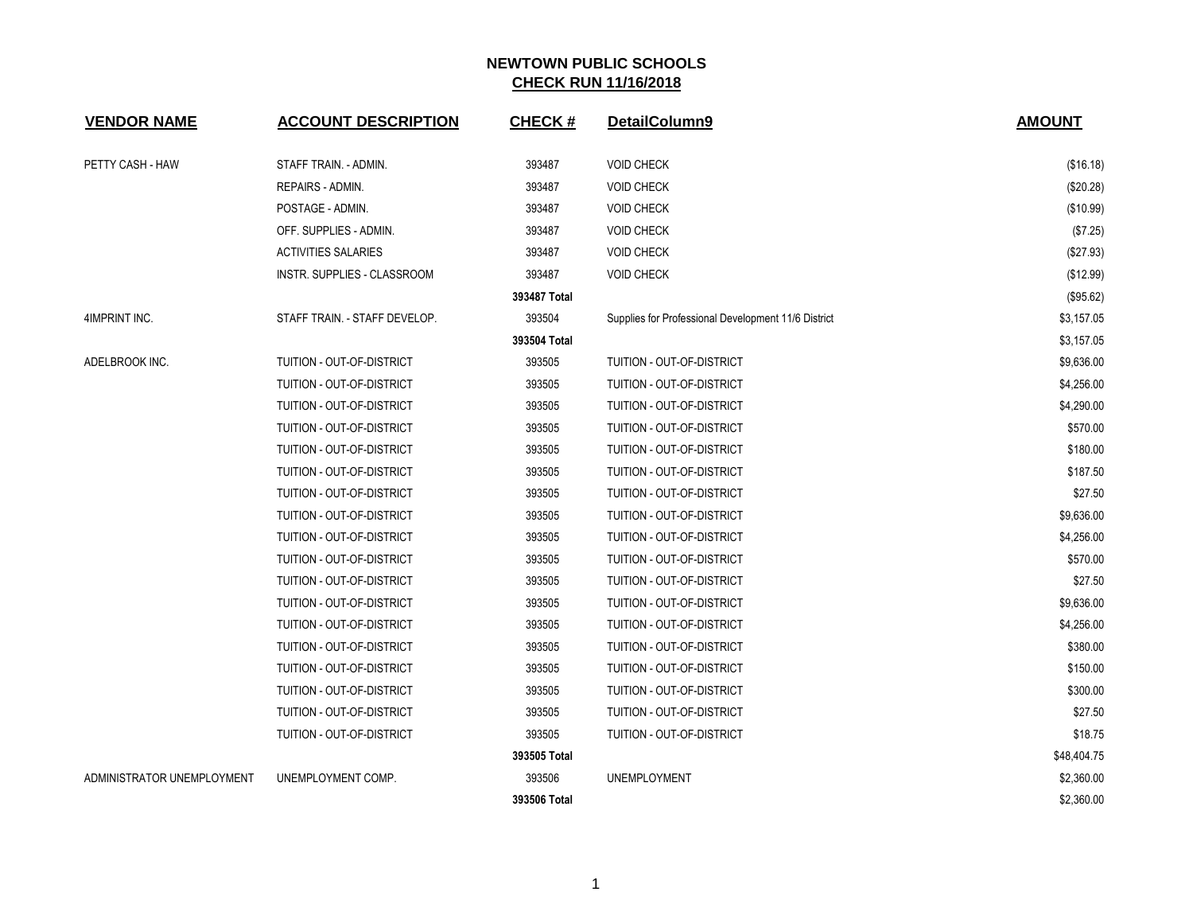# NEWTOWN PUBLIC SCHOOLS
## CHECK RUN 11/16/2018

| VENDOR NAME | ACCOUNT DESCRIPTION | CHECK # | DetailColumn9 | AMOUNT |
|---|---|---|---|---|
| PETTY CASH - HAW | STAFF TRAIN. - ADMIN. | 393487 | VOID CHECK | ($16.18) |
| | REPAIRS - ADMIN. | 393487 | VOID CHECK | ($20.28) |
| | POSTAGE - ADMIN. | 393487 | VOID CHECK | ($10.99) |
| | OFF. SUPPLIES - ADMIN. | 393487 | VOID CHECK | ($7.25) |
| | ACTIVITIES SALARIES | 393487 | VOID CHECK | ($27.93) |
| | INSTR. SUPPLIES - CLASSROOM | 393487 | VOID CHECK | ($12.99) |
| | | **393487 Total** | | ($95.62) |
| 4IMPRINT INC. | STAFF TRAIN. - STAFF DEVELOP. | 393504 | Supplies for Professional Development 11/6 District | $3,157.05 |
| | | **393504 Total** | | $3,157.05 |
| ADELBROOK INC. | TUITION - OUT-OF-DISTRICT | 393505 | TUITION - OUT-OF-DISTRICT | $9,636.00 |
| | TUITION - OUT-OF-DISTRICT | 393505 | TUITION - OUT-OF-DISTRICT | $4,256.00 |
| | TUITION - OUT-OF-DISTRICT | 393505 | TUITION - OUT-OF-DISTRICT | $4,290.00 |
| | TUITION - OUT-OF-DISTRICT | 393505 | TUITION - OUT-OF-DISTRICT | $570.00 |
| | TUITION - OUT-OF-DISTRICT | 393505 | TUITION - OUT-OF-DISTRICT | $180.00 |
| | TUITION - OUT-OF-DISTRICT | 393505 | TUITION - OUT-OF-DISTRICT | $187.50 |
| | TUITION - OUT-OF-DISTRICT | 393505 | TUITION - OUT-OF-DISTRICT | $27.50 |
| | TUITION - OUT-OF-DISTRICT | 393505 | TUITION - OUT-OF-DISTRICT | $9,636.00 |
| | TUITION - OUT-OF-DISTRICT | 393505 | TUITION - OUT-OF-DISTRICT | $4,256.00 |
| | TUITION - OUT-OF-DISTRICT | 393505 | TUITION - OUT-OF-DISTRICT | $570.00 |
| | TUITION - OUT-OF-DISTRICT | 393505 | TUITION - OUT-OF-DISTRICT | $27.50 |
| | TUITION - OUT-OF-DISTRICT | 393505 | TUITION - OUT-OF-DISTRICT | $9,636.00 |
| | TUITION - OUT-OF-DISTRICT | 393505 | TUITION - OUT-OF-DISTRICT | $4,256.00 |
| | TUITION - OUT-OF-DISTRICT | 393505 | TUITION - OUT-OF-DISTRICT | $380.00 |
| | TUITION - OUT-OF-DISTRICT | 393505 | TUITION - OUT-OF-DISTRICT | $150.00 |
| | TUITION - OUT-OF-DISTRICT | 393505 | TUITION - OUT-OF-DISTRICT | $300.00 |
| | TUITION - OUT-OF-DISTRICT | 393505 | TUITION - OUT-OF-DISTRICT | $27.50 |
| | TUITION - OUT-OF-DISTRICT | 393505 | TUITION - OUT-OF-DISTRICT | $18.75 |
| | | **393505 Total** | | $48,404.75 |
| ADMINISTRATOR UNEMPLOYMENT | UNEMPLOYMENT COMP. | 393506 | UNEMPLOYMENT | $2,360.00 |
| | | **393506 Total** | | $2,360.00 |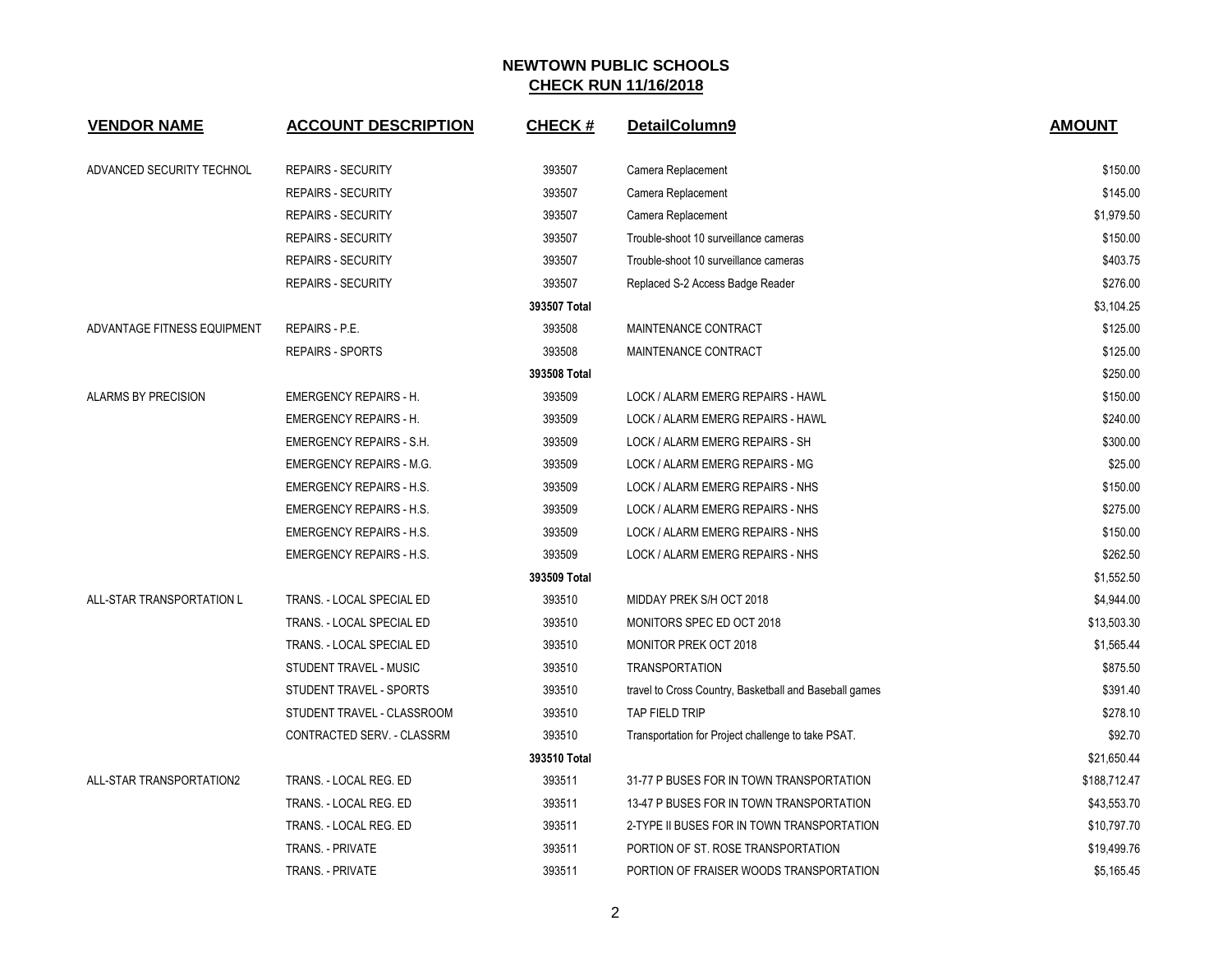## NEWTOWN PUBLIC SCHOOLS
## CHECK RUN 11/16/2018

| VENDOR NAME | ACCOUNT DESCRIPTION | CHECK # | DetailColumn9 | AMOUNT |
|---|---|---|---|---|
| ADVANCED SECURITY TECHNOL | REPAIRS - SECURITY | 393507 | Camera Replacement | $150.00 |
| | REPAIRS - SECURITY | 393507 | Camera Replacement | $145.00 |
| | REPAIRS - SECURITY | 393507 | Camera Replacement | $1,979.50 |
| | REPAIRS - SECURITY | 393507 | Trouble-shoot 10 surveillance cameras | $150.00 |
| | REPAIRS - SECURITY | 393507 | Trouble-shoot 10 surveillance cameras | $403.75 |
| | REPAIRS - SECURITY | 393507 | Replaced S-2 Access Badge Reader | $276.00 |
| | | **393507 Total** | | $3,104.25 |
| ADVANTAGE FITNESS EQUIPMENT | REPAIRS - P.E. | 393508 | MAINTENANCE CONTRACT | $125.00 |
| | REPAIRS - SPORTS | 393508 | MAINTENANCE CONTRACT | $125.00 |
| | | **393508 Total** | | $250.00 |
| ALARMS BY PRECISION | EMERGENCY REPAIRS - H. | 393509 | LOCK / ALARM EMERG REPAIRS - HAWL | $150.00 |
| | EMERGENCY REPAIRS - H. | 393509 | LOCK / ALARM EMERG REPAIRS - HAWL | $240.00 |
| | EMERGENCY REPAIRS - S.H. | 393509 | LOCK / ALARM EMERG REPAIRS - SH | $300.00 |
| | EMERGENCY REPAIRS - M.G. | 393509 | LOCK / ALARM EMERG REPAIRS - MG | $25.00 |
| | EMERGENCY REPAIRS - H.S. | 393509 | LOCK / ALARM EMERG REPAIRS - NHS | $150.00 |
| | EMERGENCY REPAIRS - H.S. | 393509 | LOCK / ALARM EMERG REPAIRS - NHS | $275.00 |
| | EMERGENCY REPAIRS - H.S. | 393509 | LOCK / ALARM EMERG REPAIRS - NHS | $150.00 |
| | EMERGENCY REPAIRS - H.S. | 393509 | LOCK / ALARM EMERG REPAIRS - NHS | $262.50 |
| | | **393509 Total** | | $1,552.50 |
| ALL-STAR TRANSPORTATION L | TRANS. - LOCAL SPECIAL ED | 393510 | MIDDAY PREK S/H OCT 2018 | $4,944.00 |
| | TRANS. - LOCAL SPECIAL ED | 393510 | MONITORS SPEC ED OCT 2018 | $13,503.30 |
| | TRANS. - LOCAL SPECIAL ED | 393510 | MONITOR PREK OCT 2018 | $1,565.44 |
| | STUDENT TRAVEL - MUSIC | 393510 | TRANSPORTATION | $875.50 |
| | STUDENT TRAVEL - SPORTS | 393510 | travel to Cross Country, Basketball and Baseball games | $391.40 |
| | STUDENT TRAVEL - CLASSROOM | 393510 | TAP FIELD TRIP | $278.10 |
| | CONTRACTED SERV. - CLASSRM | 393510 | Transportation for Project challenge to take PSAT. | $92.70 |
| | | **393510 Total** | | $21,650.44 |
| ALL-STAR TRANSPORTATION2 | TRANS. - LOCAL REG. ED | 393511 | 31-77 P BUSES FOR IN TOWN TRANSPORTATION | $188,712.47 |
| | TRANS. - LOCAL REG. ED | 393511 | 13-47 P BUSES FOR IN TOWN TRANSPORTATION | $43,553.70 |
| | TRANS. - LOCAL REG. ED | 393511 | 2-TYPE II BUSES FOR IN TOWN TRANSPORTATION | $10,797.70 |
| | TRANS. - PRIVATE | 393511 | PORTION OF ST. ROSE TRANSPORTATION | $19,499.76 |
| | TRANS. - PRIVATE | 393511 | PORTION OF FRAISER WOODS TRANSPORTATION | $5,165.45 |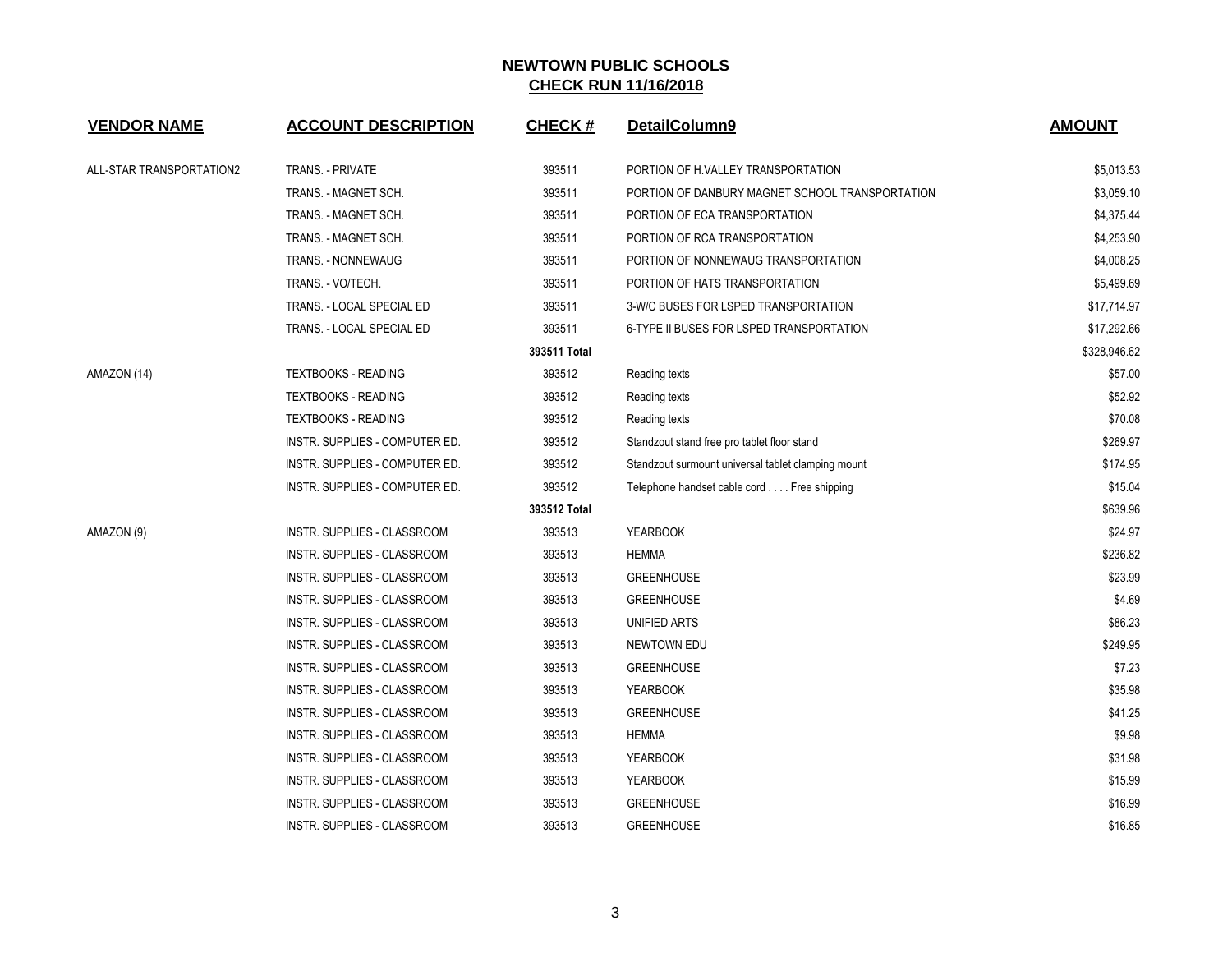## NEWTOWN PUBLIC SCHOOLS
## CHECK RUN 11/16/2018

| VENDOR NAME | ACCOUNT DESCRIPTION | CHECK # | DetailColumn9 | AMOUNT |
|---|---|---|---|---|
| ALL-STAR TRANSPORTATION2 | TRANS. - PRIVATE | 393511 | PORTION OF H.VALLEY TRANSPORTATION | $5,013.53 |
| | TRANS. - MAGNET SCH. | 393511 | PORTION OF DANBURY MAGNET SCHOOL TRANSPORTATION | $3,059.10 |
| | TRANS. - MAGNET SCH. | 393511 | PORTION OF ECA TRANSPORTATION | $4,375.44 |
| | TRANS. - MAGNET SCH. | 393511 | PORTION OF RCA TRANSPORTATION | $4,253.90 |
| | TRANS. - NONNEWAUG | 393511 | PORTION OF NONNEWAUG TRANSPORTATION | $4,008.25 |
| | TRANS. - VO/TECH. | 393511 | PORTION OF HATS TRANSPORTATION | $5,499.69 |
| | TRANS. - LOCAL SPECIAL ED | 393511 | 3-W/C BUSES FOR LSPED TRANSPORTATION | $17,714.97 |
| | TRANS. - LOCAL SPECIAL ED | 393511 | 6-TYPE II BUSES FOR LSPED TRANSPORTATION | $17,292.66 |
| | | **393511 Total** | | $328,946.62 |
| AMAZON (14) | TEXTBOOKS - READING | 393512 | Reading texts | $57.00 |
| | TEXTBOOKS - READING | 393512 | Reading texts | $52.92 |
| | TEXTBOOKS - READING | 393512 | Reading texts | $70.08 |
| | INSTR. SUPPLIES - COMPUTER ED. | 393512 | Standzout stand free pro tablet floor stand | $269.97 |
| | INSTR. SUPPLIES - COMPUTER ED. | 393512 | Standzout surmount universal tablet clamping mount | $174.95 |
| | INSTR. SUPPLIES - COMPUTER ED. | 393512 | Telephone handset cable cord . . . . Free shipping | $15.04 |
| | | **393512 Total** | | $639.96 |
| AMAZON (9) | INSTR. SUPPLIES - CLASSROOM | 393513 | YEARBOOK | $24.97 |
| | INSTR. SUPPLIES - CLASSROOM | 393513 | HEMMA | $236.82 |
| | INSTR. SUPPLIES - CLASSROOM | 393513 | GREENHOUSE | $23.99 |
| | INSTR. SUPPLIES - CLASSROOM | 393513 | GREENHOUSE | $4.69 |
| | INSTR. SUPPLIES - CLASSROOM | 393513 | UNIFIED ARTS | $86.23 |
| | INSTR. SUPPLIES - CLASSROOM | 393513 | NEWTOWN EDU | $249.95 |
| | INSTR. SUPPLIES - CLASSROOM | 393513 | GREENHOUSE | $7.23 |
| | INSTR. SUPPLIES - CLASSROOM | 393513 | YEARBOOK | $35.98 |
| | INSTR. SUPPLIES - CLASSROOM | 393513 | GREENHOUSE | $41.25 |
| | INSTR. SUPPLIES - CLASSROOM | 393513 | HEMMA | $9.98 |
| | INSTR. SUPPLIES - CLASSROOM | 393513 | YEARBOOK | $31.98 |
| | INSTR. SUPPLIES - CLASSROOM | 393513 | YEARBOOK | $15.99 |
| | INSTR. SUPPLIES - CLASSROOM | 393513 | GREENHOUSE | $16.99 |
| | INSTR. SUPPLIES - CLASSROOM | 393513 | GREENHOUSE | $16.85 |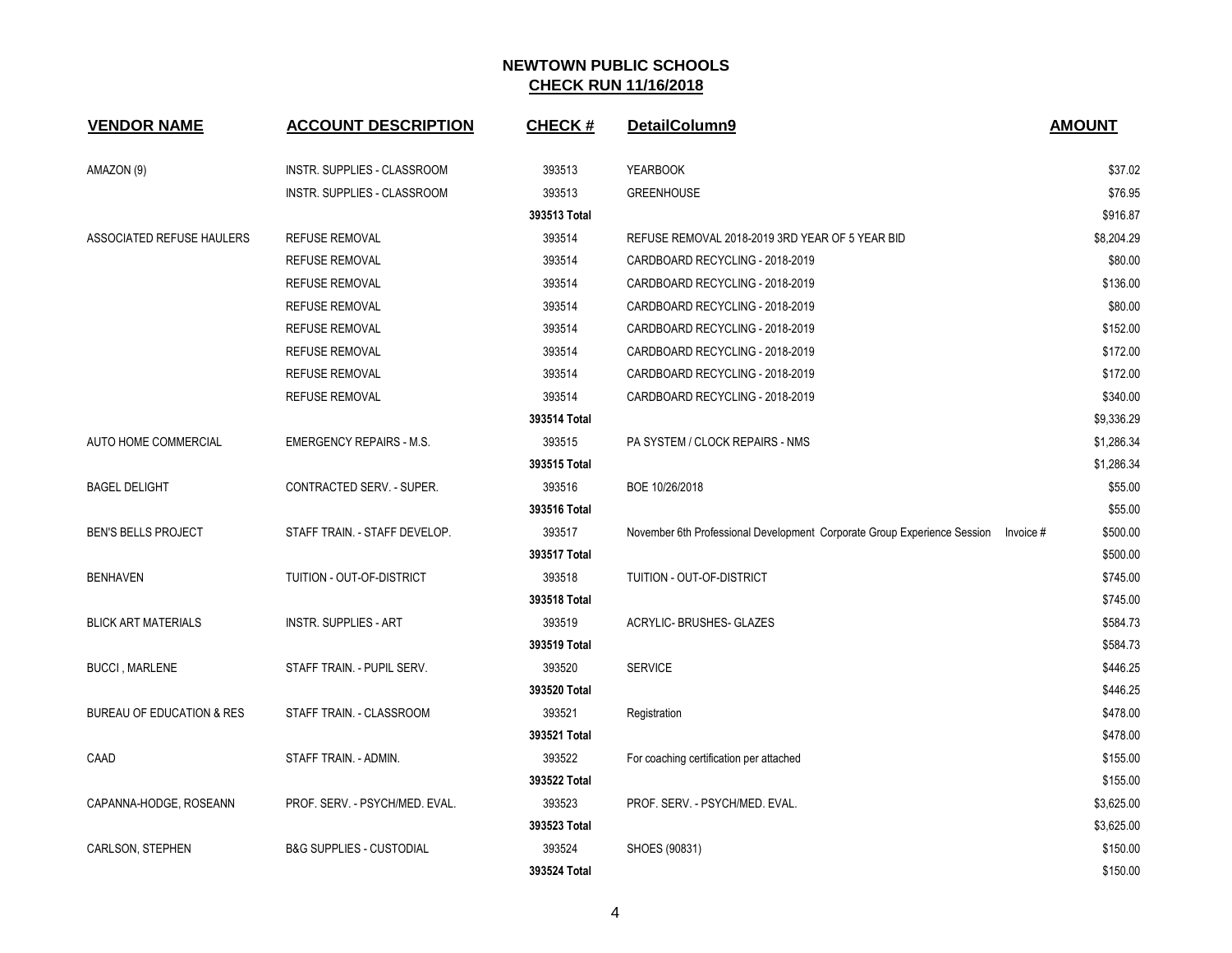# NEWTOWN PUBLIC SCHOOLS
## CHECK RUN 11/16/2018

| VENDOR NAME | ACCOUNT DESCRIPTION | CHECK # | DetailColumn9 | AMOUNT |
|---|---|---|---|---|
| AMAZON (9) | INSTR. SUPPLIES - CLASSROOM | 393513 | YEARBOOK | $37.02 |
| | INSTR. SUPPLIES - CLASSROOM | 393513 | GREENHOUSE | $76.95 |
| | | 393513 Total | | $916.87 |
| ASSOCIATED REFUSE HAULERS | REFUSE REMOVAL | 393514 | REFUSE REMOVAL 2018-2019 3RD YEAR OF 5 YEAR BID | $8,204.29 |
| | REFUSE REMOVAL | 393514 | CARDBOARD RECYCLING - 2018-2019 | $80.00 |
| | REFUSE REMOVAL | 393514 | CARDBOARD RECYCLING - 2018-2019 | $136.00 |
| | REFUSE REMOVAL | 393514 | CARDBOARD RECYCLING - 2018-2019 | $80.00 |
| | REFUSE REMOVAL | 393514 | CARDBOARD RECYCLING - 2018-2019 | $152.00 |
| | REFUSE REMOVAL | 393514 | CARDBOARD RECYCLING - 2018-2019 | $172.00 |
| | REFUSE REMOVAL | 393514 | CARDBOARD RECYCLING - 2018-2019 | $172.00 |
| | REFUSE REMOVAL | 393514 | CARDBOARD RECYCLING - 2018-2019 | $340.00 |
| | | 393514 Total | | $9,336.29 |
| AUTO HOME COMMERCIAL | EMERGENCY REPAIRS - M.S. | 393515 | PA SYSTEM / CLOCK REPAIRS - NMS | $1,286.34 |
| | | 393515 Total | | $1,286.34 |
| BAGEL DELIGHT | CONTRACTED SERV. - SUPER. | 393516 | BOE 10/26/2018 | $55.00 |
| | | 393516 Total | | $55.00 |
| BEN'S BELLS PROJECT | STAFF TRAIN. - STAFF DEVELOP. | 393517 | November 6th Professional Development Corporate Group Experience Session Invoice # | $500.00 |
| | | 393517 Total | | $500.00 |
| BENHAVEN | TUITION - OUT-OF-DISTRICT | 393518 | TUITION - OUT-OF-DISTRICT | $745.00 |
| | | 393518 Total | | $745.00 |
| BLICK ART MATERIALS | INSTR. SUPPLIES - ART | 393519 | ACRYLIC- BRUSHES- GLAZES | $584.73 |
| | | 393519 Total | | $584.73 |
| BUCCI , MARLENE | STAFF TRAIN. - PUPIL SERV. | 393520 | SERVICE | $446.25 |
| | | 393520 Total | | $446.25 |
| BUREAU OF EDUCATION & RES | STAFF TRAIN. - CLASSROOM | 393521 | Registration | $478.00 |
| | | 393521 Total | | $478.00 |
| CAAD | STAFF TRAIN. - ADMIN. | 393522 | For coaching certification per attached | $155.00 |
| | | 393522 Total | | $155.00 |
| CAPANNA-HODGE, ROSEANN | PROF. SERV. - PSYCH/MED. EVAL. | 393523 | PROF. SERV. - PSYCH/MED. EVAL. | $3,625.00 |
| | | 393523 Total | | $3,625.00 |
| CARLSON, STEPHEN | B&G SUPPLIES - CUSTODIAL | 393524 | SHOES (90831) | $150.00 |
| | | 393524 Total | | $150.00 |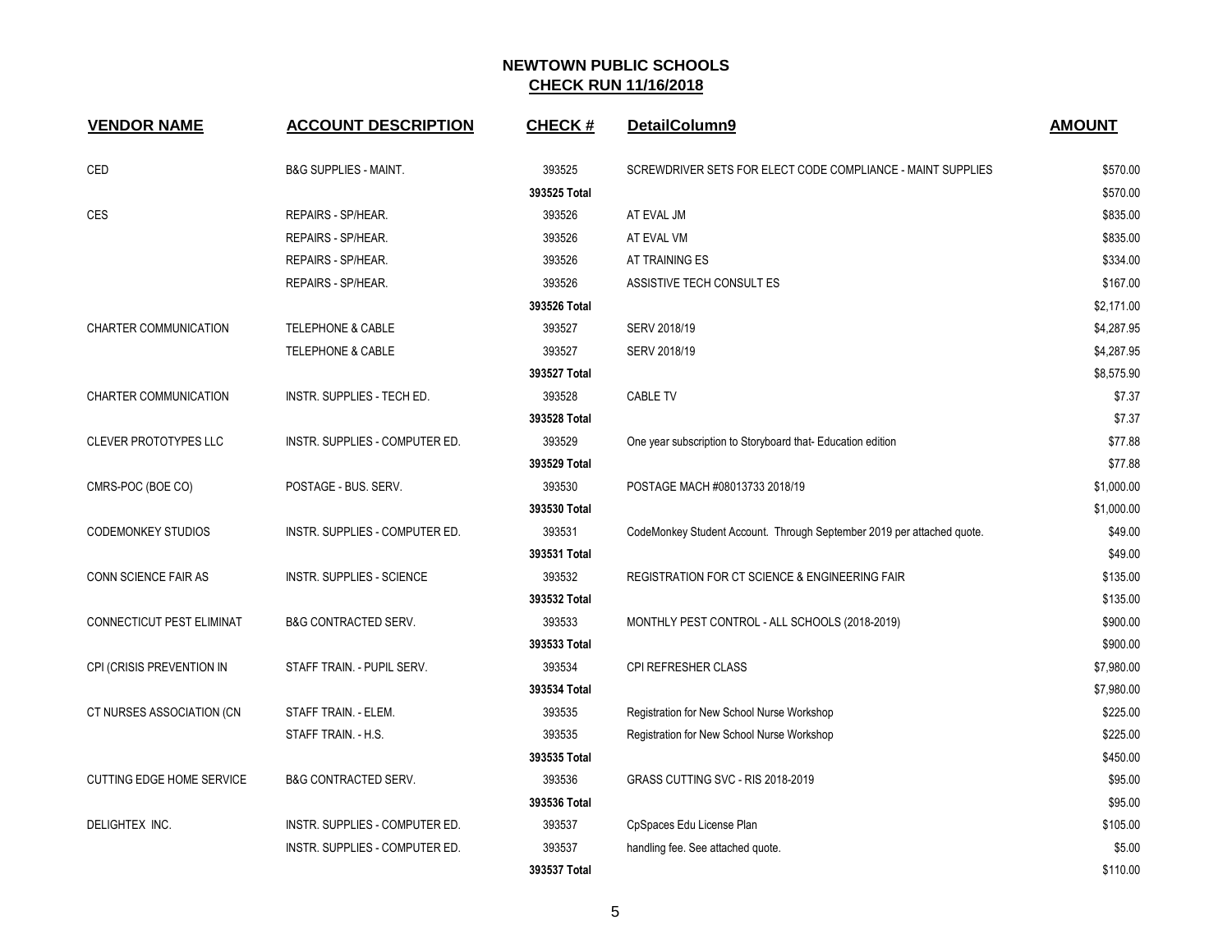# NEWTOWN PUBLIC SCHOOLS

## CHECK RUN 11/16/2018

| VENDOR NAME | ACCOUNT DESCRIPTION | CHECK # | DetailColumn9 | AMOUNT |
|---|---|---|---|---|
| CED | B&G SUPPLIES - MAINT. | 393525 | SCREWDRIVER SETS FOR ELECT CODE COMPLIANCE - MAINT SUPPLIES | $570.00 |
| | | 393525 Total | | $570.00 |
| CES | REPAIRS - SP/HEAR. | 393526 | AT EVAL JM | $835.00 |
| | REPAIRS - SP/HEAR. | 393526 | AT EVAL VM | $835.00 |
| | REPAIRS - SP/HEAR. | 393526 | AT TRAINING ES | $334.00 |
| | REPAIRS - SP/HEAR. | 393526 | ASSISTIVE TECH CONSULT ES | $167.00 |
| | | 393526 Total | | $2,171.00 |
| CHARTER COMMUNICATION | TELEPHONE & CABLE | 393527 | SERV 2018/19 | $4,287.95 |
| | TELEPHONE & CABLE | 393527 | SERV 2018/19 | $4,287.95 |
| | | 393527 Total | | $8,575.90 |
| CHARTER COMMUNICATION | INSTR. SUPPLIES - TECH ED. | 393528 | CABLE TV | $7.37 |
| | | 393528 Total | | $7.37 |
| CLEVER PROTOTYPES LLC | INSTR. SUPPLIES - COMPUTER ED. | 393529 | One year subscription to Storyboard that- Education edition | $77.88 |
| | | 393529 Total | | $77.88 |
| CMRS-POC (BOE CO) | POSTAGE - BUS. SERV. | 393530 | POSTAGE MACH #08013733 2018/19 | $1,000.00 |
| | | 393530 Total | | $1,000.00 |
| CODEMONKEY STUDIOS | INSTR. SUPPLIES - COMPUTER ED. | 393531 | CodeMonkey Student Account. Through September 2019 per attached quote. | $49.00 |
| | | 393531 Total | | $49.00 |
| CONN SCIENCE FAIR AS | INSTR. SUPPLIES - SCIENCE | 393532 | REGISTRATION FOR CT SCIENCE & ENGINEERING FAIR | $135.00 |
| | | 393532 Total | | $135.00 |
| CONNECTICUT PEST ELIMINAT | B&G CONTRACTED SERV. | 393533 | MONTHLY PEST CONTROL - ALL SCHOOLS (2018-2019) | $900.00 |
| | | 393533 Total | | $900.00 |
| CPI (CRISIS PREVENTION IN | STAFF TRAIN. - PUPIL SERV. | 393534 | CPI REFRESHER CLASS | $7,980.00 |
| | | 393534 Total | | $7,980.00 |
| CT NURSES ASSOCIATION (CN | STAFF TRAIN. - ELEM. | 393535 | Registration for New School Nurse Workshop | $225.00 |
| | STAFF TRAIN. - H.S. | 393535 | Registration for New School Nurse Workshop | $225.00 |
| | | 393535 Total | | $450.00 |
| CUTTING EDGE HOME SERVICE | B&G CONTRACTED SERV. | 393536 | GRASS CUTTING SVC - RIS 2018-2019 | $95.00 |
| | | 393536 Total | | $95.00 |
| DELIGHTEX INC. | INSTR. SUPPLIES - COMPUTER ED. | 393537 | CpSpaces Edu License Plan | $105.00 |
| | INSTR. SUPPLIES - COMPUTER ED. | 393537 | handling fee. See attached quote. | $5.00 |
| | | 393537 Total | | $110.00 |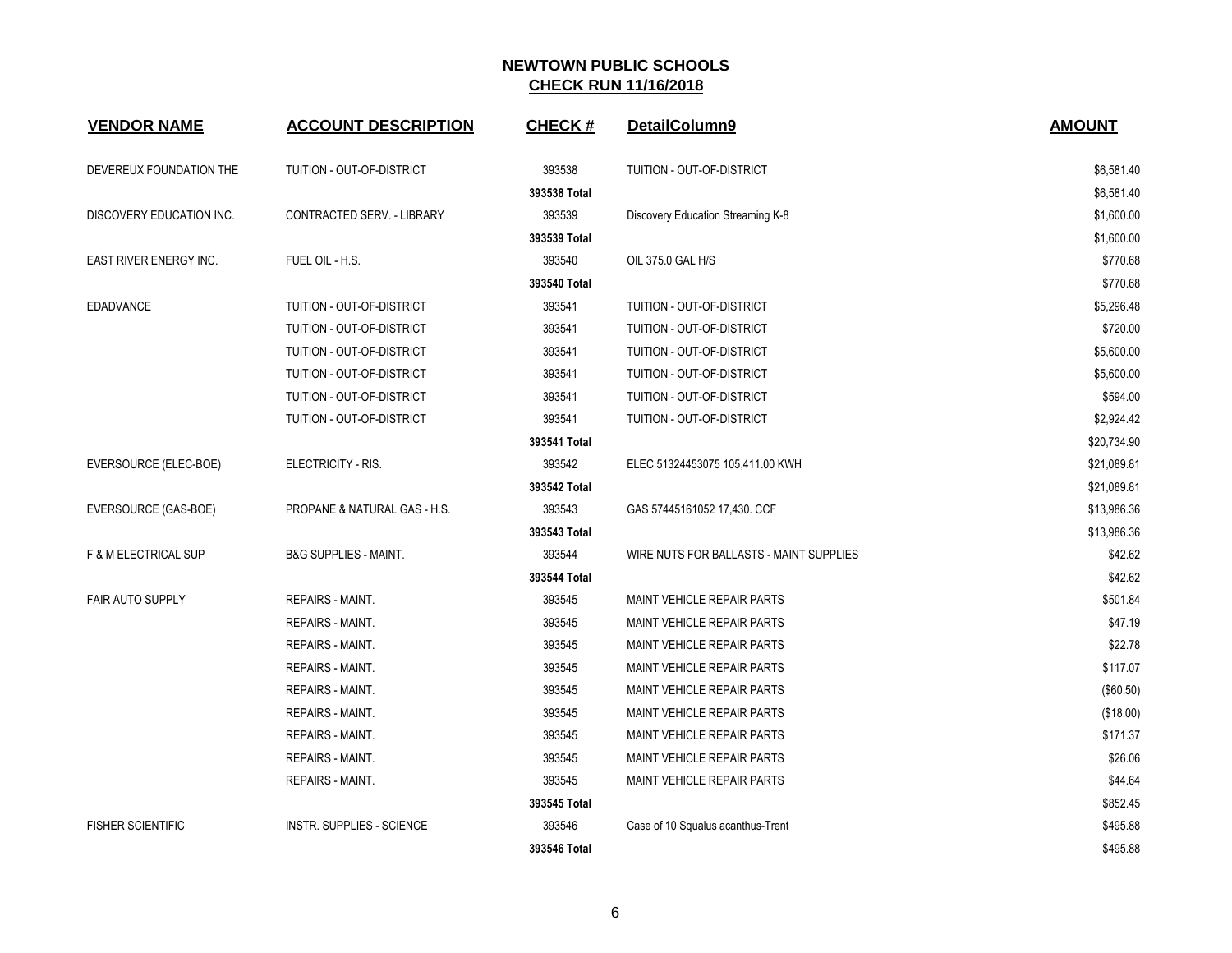# NEWTOWN PUBLIC SCHOOLS

## CHECK RUN 11/16/2018

| VENDOR NAME | ACCOUNT DESCRIPTION | CHECK # | DetailColumn9 | AMOUNT |
|---|---|---|---|---|
| DEVEREUX FOUNDATION THE | TUITION - OUT-OF-DISTRICT | 393538 | TUITION - OUT-OF-DISTRICT | $6,581.40 |
| | | 393538 Total | | $6,581.40 |
| DISCOVERY EDUCATION INC. | CONTRACTED SERV. - LIBRARY | 393539 | Discovery Education Streaming K-8 | $1,600.00 |
| | | 393539 Total | | $1,600.00 |
| EAST RIVER ENERGY INC. | FUEL OIL - H.S. | 393540 | OIL 375.0 GAL H/S | $770.68 |
| | | 393540 Total | | $770.68 |
| EDADVANCE | TUITION - OUT-OF-DISTRICT | 393541 | TUITION - OUT-OF-DISTRICT | $5,296.48 |
| | TUITION - OUT-OF-DISTRICT | 393541 | TUITION - OUT-OF-DISTRICT | $720.00 |
| | TUITION - OUT-OF-DISTRICT | 393541 | TUITION - OUT-OF-DISTRICT | $5,600.00 |
| | TUITION - OUT-OF-DISTRICT | 393541 | TUITION - OUT-OF-DISTRICT | $5,600.00 |
| | TUITION - OUT-OF-DISTRICT | 393541 | TUITION - OUT-OF-DISTRICT | $594.00 |
| | TUITION - OUT-OF-DISTRICT | 393541 | TUITION - OUT-OF-DISTRICT | $2,924.42 |
| | | 393541 Total | | $20,734.90 |
| EVERSOURCE (ELEC-BOE) | ELECTRICITY - RIS. | 393542 | ELEC 51324453075 105,411.00 KWH | $21,089.81 |
| | | 393542 Total | | $21,089.81 |
| EVERSOURCE (GAS-BOE) | PROPANE & NATURAL GAS - H.S. | 393543 | GAS 57445161052 17,430. CCF | $13,986.36 |
| | | 393543 Total | | $13,986.36 |
| F & M ELECTRICAL SUP | B&G SUPPLIES - MAINT. | 393544 | WIRE NUTS FOR BALLASTS - MAINT SUPPLIES | $42.62 |
| | | 393544 Total | | $42.62 |
| FAIR AUTO SUPPLY | REPAIRS - MAINT. | 393545 | MAINT VEHICLE REPAIR PARTS | $501.84 |
| | REPAIRS - MAINT. | 393545 | MAINT VEHICLE REPAIR PARTS | $47.19 |
| | REPAIRS - MAINT. | 393545 | MAINT VEHICLE REPAIR PARTS | $22.78 |
| | REPAIRS - MAINT. | 393545 | MAINT VEHICLE REPAIR PARTS | $117.07 |
| | REPAIRS - MAINT. | 393545 | MAINT VEHICLE REPAIR PARTS | ($60.50) |
| | REPAIRS - MAINT. | 393545 | MAINT VEHICLE REPAIR PARTS | ($18.00) |
| | REPAIRS - MAINT. | 393545 | MAINT VEHICLE REPAIR PARTS | $171.37 |
| | REPAIRS - MAINT. | 393545 | MAINT VEHICLE REPAIR PARTS | $26.06 |
| | REPAIRS - MAINT. | 393545 | MAINT VEHICLE REPAIR PARTS | $44.64 |
| | | 393545 Total | | $852.45 |
| FISHER SCIENTIFIC | INSTR. SUPPLIES - SCIENCE | 393546 | Case of 10 Squalus acanthus-Trent | $495.88 |
| | | 393546 Total | | $495.88 |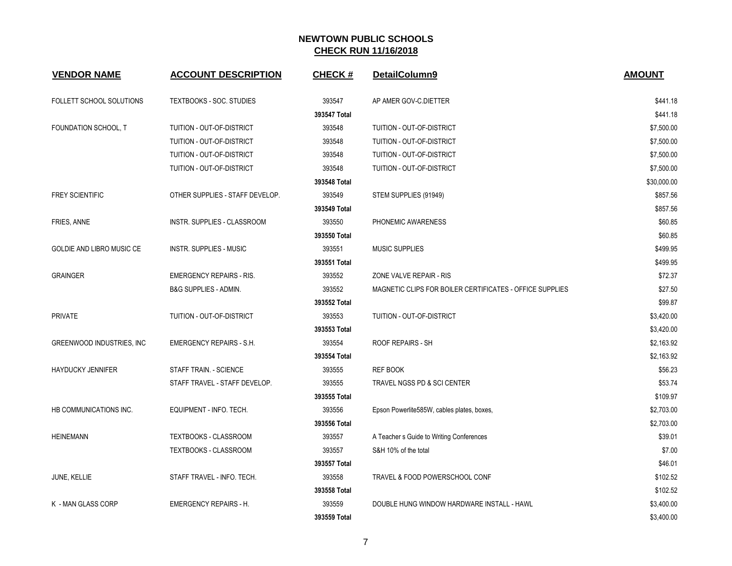# NEWTOWN PUBLIC SCHOOLS
## CHECK RUN 11/16/2018

| VENDOR NAME | ACCOUNT DESCRIPTION | CHECK # | DetailColumn9 | AMOUNT |
|---|---|---|---|---|
| FOLLETT SCHOOL SOLUTIONS | TEXTBOOKS - SOC. STUDIES | 393547 | AP AMER GOV-C.DIETTER | $441.18 |
| | | 393547 Total | | $441.18 |
| FOUNDATION SCHOOL, T | TUITION - OUT-OF-DISTRICT | 393548 | TUITION - OUT-OF-DISTRICT | $7,500.00 |
| | TUITION - OUT-OF-DISTRICT | 393548 | TUITION - OUT-OF-DISTRICT | $7,500.00 |
| | TUITION - OUT-OF-DISTRICT | 393548 | TUITION - OUT-OF-DISTRICT | $7,500.00 |
| | TUITION - OUT-OF-DISTRICT | 393548 | TUITION - OUT-OF-DISTRICT | $7,500.00 |
| | | 393548 Total | | $30,000.00 |
| FREY SCIENTIFIC | OTHER SUPPLIES - STAFF DEVELOP. | 393549 | STEM SUPPLIES (91949) | $857.56 |
| | | 393549 Total | | $857.56 |
| FRIES, ANNE | INSTR. SUPPLIES - CLASSROOM | 393550 | PHONEMIC AWARENESS | $60.85 |
| | | 393550 Total | | $60.85 |
| GOLDIE AND LIBRO MUSIC CE | INSTR. SUPPLIES - MUSIC | 393551 | MUSIC SUPPLIES | $499.95 |
| | | 393551 Total | | $499.95 |
| GRAINGER | EMERGENCY REPAIRS - RIS. | 393552 | ZONE VALVE REPAIR - RIS | $72.37 |
| | B&G SUPPLIES - ADMIN. | 393552 | MAGNETIC CLIPS FOR BOILER CERTIFICATES - OFFICE SUPPLIES | $27.50 |
| | | 393552 Total | | $99.87 |
| PRIVATE | TUITION - OUT-OF-DISTRICT | 393553 | TUITION - OUT-OF-DISTRICT | $3,420.00 |
| | | 393553 Total | | $3,420.00 |
| GREENWOOD INDUSTRIES, INC | EMERGENCY REPAIRS - S.H. | 393554 | ROOF REPAIRS - SH | $2,163.92 |
| | | 393554 Total | | $2,163.92 |
| HAYDUCKY JENNIFER | STAFF TRAIN. - SCIENCE | 393555 | REF BOOK | $56.23 |
| | STAFF TRAVEL - STAFF DEVELOP. | 393555 | TRAVEL NGSS PD & SCI CENTER | $53.74 |
| | | 393555 Total | | $109.97 |
| HB COMMUNICATIONS INC. | EQUIPMENT - INFO. TECH. | 393556 | Epson Powerlite585W, cables plates, boxes, | $2,703.00 |
| | | 393556 Total | | $2,703.00 |
| HEINEMANN | TEXTBOOKS - CLASSROOM | 393557 | A Teacher s Guide to Writing Conferences | $39.01 |
| | TEXTBOOKS - CLASSROOM | 393557 | S&H 10% of the total | $7.00 |
| | | 393557 Total | | $46.01 |
| JUNE, KELLIE | STAFF TRAVEL - INFO. TECH. | 393558 | TRAVEL & FOOD POWERSCHOOL CONF | $102.52 |
| | | 393558 Total | | $102.52 |
| K - MAN GLASS CORP | EMERGENCY REPAIRS - H. | 393559 | DOUBLE HUNG WINDOW HARDWARE INSTALL - HAWL | $3,400.00 |
| | | 393559 Total | | $3,400.00 |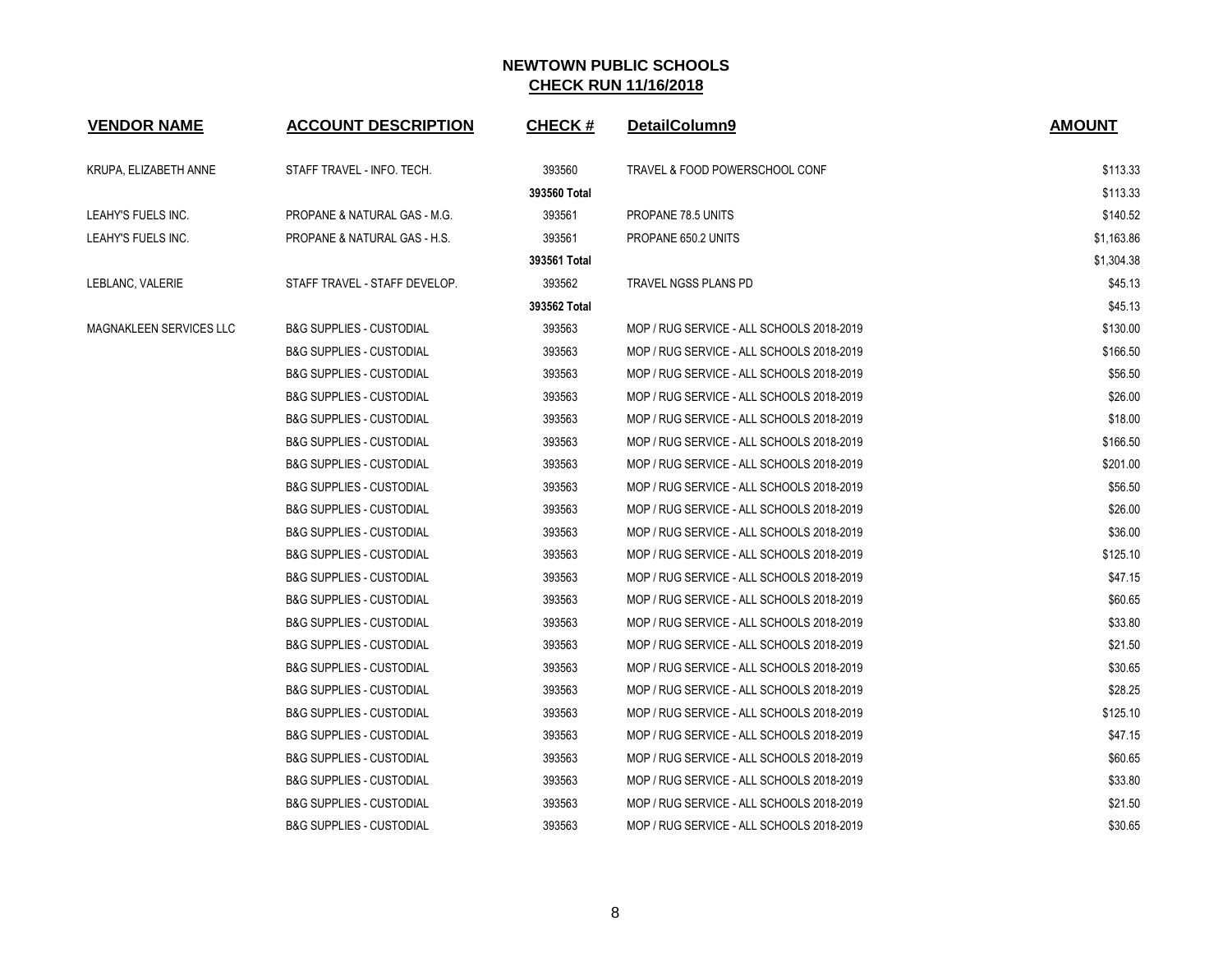## NEWTOWN PUBLIC SCHOOLS
## CHECK RUN 11/16/2018

| VENDOR NAME | ACCOUNT DESCRIPTION | CHECK # | DetailColumn9 | AMOUNT |
|---|---|---|---|---|
| KRUPA, ELIZABETH ANNE | STAFF TRAVEL - INFO. TECH. | 393560 | TRAVEL & FOOD POWERSCHOOL CONF | $113.33 |
| | | **393560 Total** | | $113.33 |
| LEAHY'S FUELS INC. | PROPANE & NATURAL GAS - M.G. | 393561 | PROPANE 78.5 UNITS | $140.52 |
| LEAHY'S FUELS INC. | PROPANE & NATURAL GAS - H.S. | 393561 | PROPANE 650.2 UNITS | $1,163.86 |
| | | **393561 Total** | | $1,304.38 |
| LEBLANC, VALERIE | STAFF TRAVEL - STAFF DEVELOP. | 393562 | TRAVEL NGSS PLANS PD | $45.13 |
| | | **393562 Total** | | $45.13 |
| MAGNAKLEEN SERVICES LLC | B&G SUPPLIES - CUSTODIAL | 393563 | MOP / RUG SERVICE - ALL SCHOOLS 2018-2019 | $130.00 |
| | B&G SUPPLIES - CUSTODIAL | 393563 | MOP / RUG SERVICE - ALL SCHOOLS 2018-2019 | $166.50 |
| | B&G SUPPLIES - CUSTODIAL | 393563 | MOP / RUG SERVICE - ALL SCHOOLS 2018-2019 | $56.50 |
| | B&G SUPPLIES - CUSTODIAL | 393563 | MOP / RUG SERVICE - ALL SCHOOLS 2018-2019 | $26.00 |
| | B&G SUPPLIES - CUSTODIAL | 393563 | MOP / RUG SERVICE - ALL SCHOOLS 2018-2019 | $18.00 |
| | B&G SUPPLIES - CUSTODIAL | 393563 | MOP / RUG SERVICE - ALL SCHOOLS 2018-2019 | $166.50 |
| | B&G SUPPLIES - CUSTODIAL | 393563 | MOP / RUG SERVICE - ALL SCHOOLS 2018-2019 | $201.00 |
| | B&G SUPPLIES - CUSTODIAL | 393563 | MOP / RUG SERVICE - ALL SCHOOLS 2018-2019 | $56.50 |
| | B&G SUPPLIES - CUSTODIAL | 393563 | MOP / RUG SERVICE - ALL SCHOOLS 2018-2019 | $26.00 |
| | B&G SUPPLIES - CUSTODIAL | 393563 | MOP / RUG SERVICE - ALL SCHOOLS 2018-2019 | $36.00 |
| | B&G SUPPLIES - CUSTODIAL | 393563 | MOP / RUG SERVICE - ALL SCHOOLS 2018-2019 | $125.10 |
| | B&G SUPPLIES - CUSTODIAL | 393563 | MOP / RUG SERVICE - ALL SCHOOLS 2018-2019 | $47.15 |
| | B&G SUPPLIES - CUSTODIAL | 393563 | MOP / RUG SERVICE - ALL SCHOOLS 2018-2019 | $60.65 |
| | B&G SUPPLIES - CUSTODIAL | 393563 | MOP / RUG SERVICE - ALL SCHOOLS 2018-2019 | $33.80 |
| | B&G SUPPLIES - CUSTODIAL | 393563 | MOP / RUG SERVICE - ALL SCHOOLS 2018-2019 | $21.50 |
| | B&G SUPPLIES - CUSTODIAL | 393563 | MOP / RUG SERVICE - ALL SCHOOLS 2018-2019 | $30.65 |
| | B&G SUPPLIES - CUSTODIAL | 393563 | MOP / RUG SERVICE - ALL SCHOOLS 2018-2019 | $28.25 |
| | B&G SUPPLIES - CUSTODIAL | 393563 | MOP / RUG SERVICE - ALL SCHOOLS 2018-2019 | $125.10 |
| | B&G SUPPLIES - CUSTODIAL | 393563 | MOP / RUG SERVICE - ALL SCHOOLS 2018-2019 | $47.15 |
| | B&G SUPPLIES - CUSTODIAL | 393563 | MOP / RUG SERVICE - ALL SCHOOLS 2018-2019 | $60.65 |
| | B&G SUPPLIES - CUSTODIAL | 393563 | MOP / RUG SERVICE - ALL SCHOOLS 2018-2019 | $33.80 |
| | B&G SUPPLIES - CUSTODIAL | 393563 | MOP / RUG SERVICE - ALL SCHOOLS 2018-2019 | $21.50 |
| | B&G SUPPLIES - CUSTODIAL | 393563 | MOP / RUG SERVICE - ALL SCHOOLS 2018-2019 | $30.65 |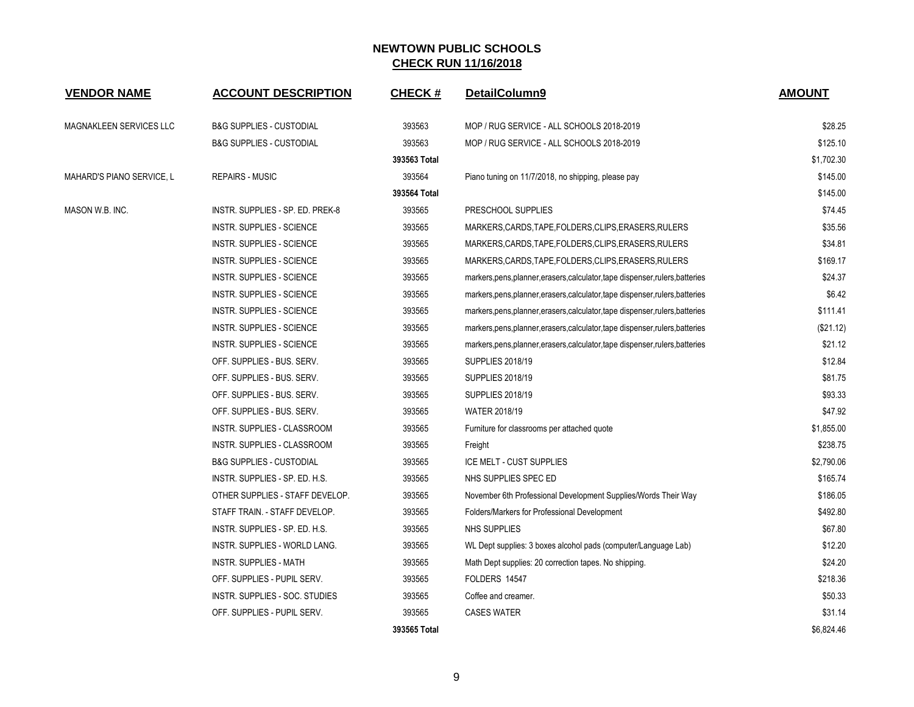# NEWTOWN PUBLIC SCHOOLS

## CHECK RUN 11/16/2018

| VENDOR NAME | ACCOUNT DESCRIPTION | CHECK # | DetailColumn9 | AMOUNT |
|---|---|---|---|---|
| MAGNAKLEEN SERVICES LLC | B&G SUPPLIES - CUSTODIAL | 393563 | MOP / RUG SERVICE - ALL SCHOOLS 2018-2019 | $28.25 |
| | B&G SUPPLIES - CUSTODIAL | 393563 | MOP / RUG SERVICE - ALL SCHOOLS 2018-2019 | $125.10 |
| | | **393563 Total** | | $1,702.30 |
| MAHARD'S PIANO SERVICE, L | REPAIRS - MUSIC | 393564 | Piano tuning on 11/7/2018, no shipping, please pay | $145.00 |
| | | **393564 Total** | | $145.00 |
| MASON W.B. INC. | INSTR. SUPPLIES - SP. ED. PREK-8 | 393565 | PRESCHOOL SUPPLIES | $74.45 |
| | INSTR. SUPPLIES - SCIENCE | 393565 | MARKERS,CARDS,TAPE,FOLDERS,CLIPS,ERASERS,RULERS | $35.56 |
| | INSTR. SUPPLIES - SCIENCE | 393565 | MARKERS,CARDS,TAPE,FOLDERS,CLIPS,ERASERS,RULERS | $34.81 |
| | INSTR. SUPPLIES - SCIENCE | 393565 | MARKERS,CARDS,TAPE,FOLDERS,CLIPS,ERASERS,RULERS | $169.17 |
| | INSTR. SUPPLIES - SCIENCE | 393565 | markers,pens,planner,erasers,calculator,tape dispenser,rulers,batteries | $24.37 |
| | INSTR. SUPPLIES - SCIENCE | 393565 | markers,pens,planner,erasers,calculator,tape dispenser,rulers,batteries | $6.42 |
| | INSTR. SUPPLIES - SCIENCE | 393565 | markers,pens,planner,erasers,calculator,tape dispenser,rulers,batteries | $111.41 |
| | INSTR. SUPPLIES - SCIENCE | 393565 | markers,pens,planner,erasers,calculator,tape dispenser,rulers,batteries | ($21.12) |
| | INSTR. SUPPLIES - SCIENCE | 393565 | markers,pens,planner,erasers,calculator,tape dispenser,rulers,batteries | $21.12 |
| | OFF. SUPPLIES - BUS. SERV. | 393565 | SUPPLIES 2018/19 | $12.84 |
| | OFF. SUPPLIES - BUS. SERV. | 393565 | SUPPLIES 2018/19 | $81.75 |
| | OFF. SUPPLIES - BUS. SERV. | 393565 | SUPPLIES 2018/19 | $93.33 |
| | OFF. SUPPLIES - BUS. SERV. | 393565 | WATER 2018/19 | $47.92 |
| | INSTR. SUPPLIES - CLASSROOM | 393565 | Furniture for classrooms per attached quote | $1,855.00 |
| | INSTR. SUPPLIES - CLASSROOM | 393565 | Freight | $238.75 |
| | B&G SUPPLIES - CUSTODIAL | 393565 | ICE MELT - CUST SUPPLIES | $2,790.06 |
| | INSTR. SUPPLIES - SP. ED. H.S. | 393565 | NHS SUPPLIES SPEC ED | $165.74 |
| | OTHER SUPPLIES - STAFF DEVELOP. | 393565 | November 6th Professional Development Supplies/Words Their Way | $186.05 |
| | STAFF TRAIN. - STAFF DEVELOP. | 393565 | Folders/Markers for Professional Development | $492.80 |
| | INSTR. SUPPLIES - SP. ED. H.S. | 393565 | NHS SUPPLIES | $67.80 |
| | INSTR. SUPPLIES - WORLD LANG. | 393565 | WL Dept supplies: 3 boxes alcohol pads (computer/Language Lab) | $12.20 |
| | INSTR. SUPPLIES - MATH | 393565 | Math Dept supplies: 20 correction tapes. No shipping. | $24.20 |
| | OFF. SUPPLIES - PUPIL SERV. | 393565 | FOLDERS 14547 | $218.36 |
| | INSTR. SUPPLIES - SOC. STUDIES | 393565 | Coffee and creamer. | $50.33 |
| | OFF. SUPPLIES - PUPIL SERV. | 393565 | CASES WATER | $31.14 |
| | | **393565 Total** | | $6,824.46 |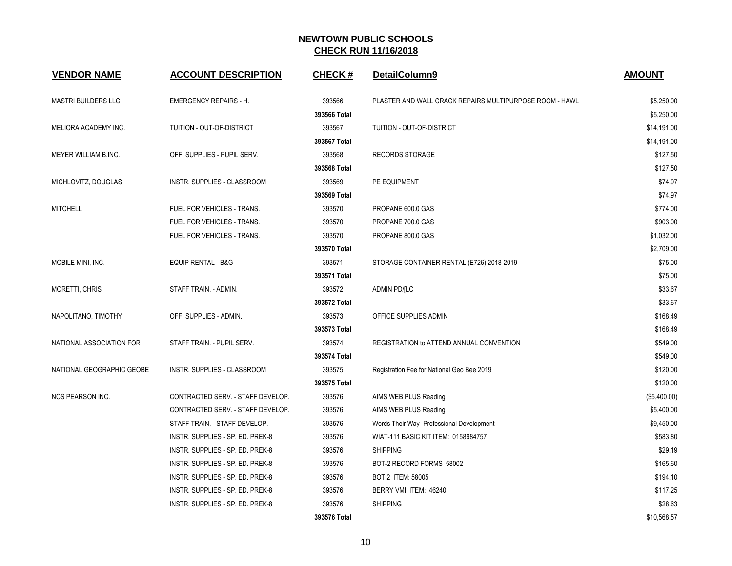# NEWTOWN PUBLIC SCHOOLS
## CHECK RUN 11/16/2018

| VENDOR NAME | ACCOUNT DESCRIPTION | CHECK # | DetailColumn9 | AMOUNT |
|---|---|---|---|---|
| MASTRI BUILDERS LLC | EMERGENCY REPAIRS - H. | 393566 | PLASTER AND WALL CRACK REPAIRS MULTIPURPOSE ROOM - HAWL | $5,250.00 |
| | | 393566 Total | | $5,250.00 |
| MELIORA ACADEMY INC. | TUITION - OUT-OF-DISTRICT | 393567 | TUITION - OUT-OF-DISTRICT | $14,191.00 |
| | | 393567 Total | | $14,191.00 |
| MEYER WILLIAM B.INC. | OFF. SUPPLIES - PUPIL SERV. | 393568 | RECORDS STORAGE | $127.50 |
| | | 393568 Total | | $127.50 |
| MICHLOVITZ, DOUGLAS | INSTR. SUPPLIES - CLASSROOM | 393569 | PE EQUIPMENT | $74.97 |
| | | 393569 Total | | $74.97 |
| MITCHELL | FUEL FOR VEHICLES - TRANS. | 393570 | PROPANE 600.0 GAS | $774.00 |
| | FUEL FOR VEHICLES - TRANS. | 393570 | PROPANE 700.0 GAS | $903.00 |
| | FUEL FOR VEHICLES - TRANS. | 393570 | PROPANE 800.0 GAS | $1,032.00 |
| | | 393570 Total | | $2,709.00 |
| MOBILE MINI, INC. | EQUIP RENTAL - B&G | 393571 | STORAGE CONTAINER RENTAL (E726) 2018-2019 | $75.00 |
| | | 393571 Total | | $75.00 |
| MORETTI, CHRIS | STAFF TRAIN. - ADMIN. | 393572 | ADMIN PD/[LC | $33.67 |
| | | 393572 Total | | $33.67 |
| NAPOLITANO, TIMOTHY | OFF. SUPPLIES - ADMIN. | 393573 | OFFICE SUPPLIES ADMIN | $168.49 |
| | | 393573 Total | | $168.49 |
| NATIONAL ASSOCIATION FOR | STAFF TRAIN. - PUPIL SERV. | 393574 | REGISTRATION to ATTEND ANNUAL CONVENTION | $549.00 |
| | | 393574 Total | | $549.00 |
| NATIONAL GEOGRAPHIC GEOBE | INSTR. SUPPLIES - CLASSROOM | 393575 | Registration Fee for National Geo Bee 2019 | $120.00 |
| | | 393575 Total | | $120.00 |
| NCS PEARSON INC. | CONTRACTED SERV. - STAFF DEVELOP. | 393576 | AIMS WEB PLUS Reading | ($5,400.00) |
| | CONTRACTED SERV. - STAFF DEVELOP. | 393576 | AIMS WEB PLUS Reading | $5,400.00 |
| | STAFF TRAIN. - STAFF DEVELOP. | 393576 | Words Their Way- Professional Development | $9,450.00 |
| | INSTR. SUPPLIES - SP. ED. PREK-8 | 393576 | WIAT-111 BASIC KIT ITEM: 0158984757 | $583.80 |
| | INSTR. SUPPLIES - SP. ED. PREK-8 | 393576 | SHIPPING | $29.19 |
| | INSTR. SUPPLIES - SP. ED. PREK-8 | 393576 | BOT-2 RECORD FORMS 58002 | $165.60 |
| | INSTR. SUPPLIES - SP. ED. PREK-8 | 393576 | BOT 2 ITEM: 58005 | $194.10 |
| | INSTR. SUPPLIES - SP. ED. PREK-8 | 393576 | BERRY VMI ITEM: 46240 | $117.25 |
| | INSTR. SUPPLIES - SP. ED. PREK-8 | 393576 | SHIPPING | $28.63 |
| | | 393576 Total | | $10,568.57 |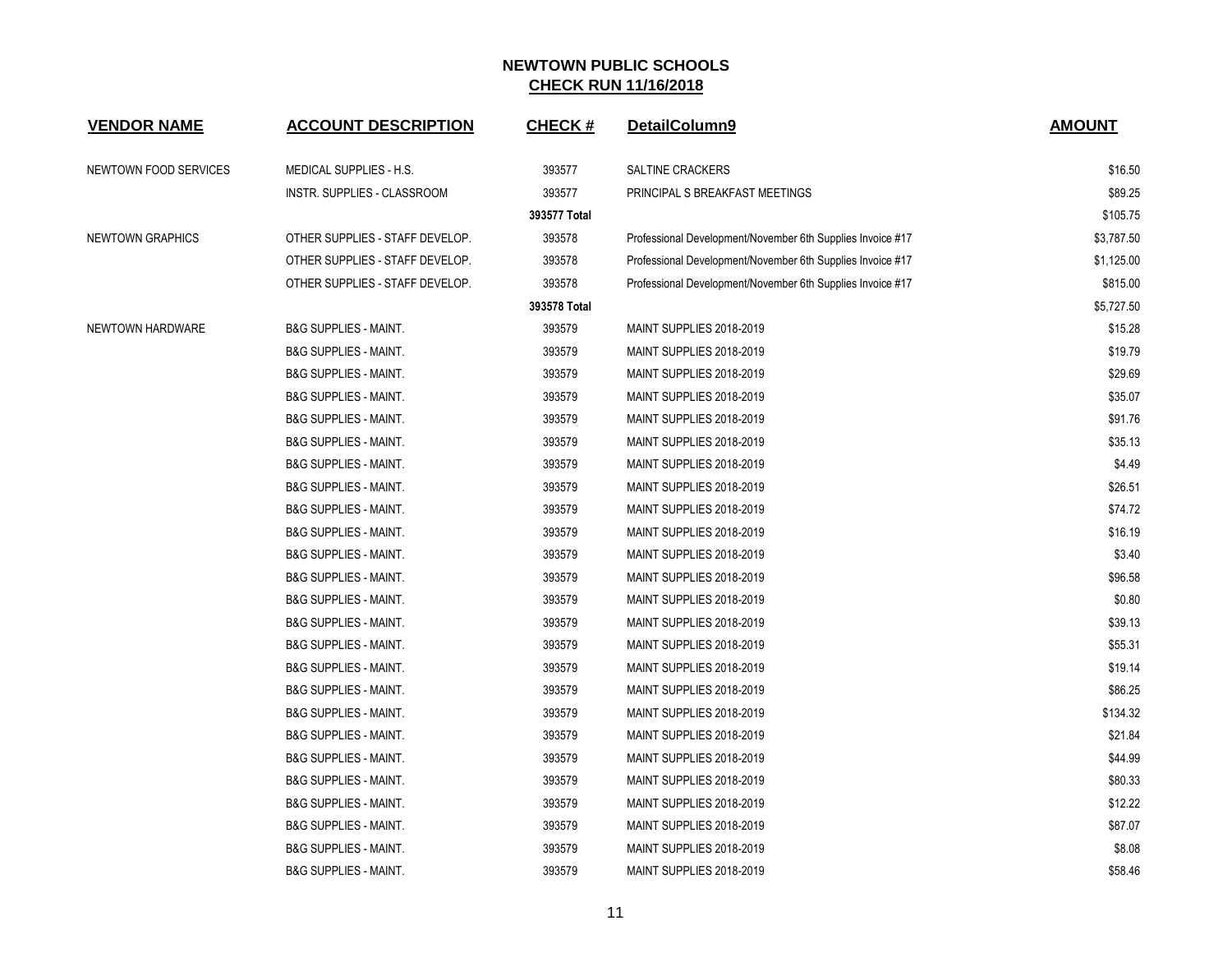# NEWTOWN PUBLIC SCHOOLS

## CHECK RUN 11/16/2018

| VENDOR NAME | ACCOUNT DESCRIPTION | CHECK # | DetailColumn9 | AMOUNT |
|---|---|---|---|---|
| NEWTOWN FOOD SERVICES | MEDICAL SUPPLIES - H.S. | 393577 | SALTINE CRACKERS | $16.50 |
| | INSTR. SUPPLIES - CLASSROOM | 393577 | PRINCIPAL S BREAKFAST MEETINGS | $89.25 |
| | | 393577 Total | | $105.75 |
| NEWTOWN GRAPHICS | OTHER SUPPLIES - STAFF DEVELOP. | 393578 | Professional Development/November 6th Supplies Invoice #17 | $3,787.50 |
| | OTHER SUPPLIES - STAFF DEVELOP. | 393578 | Professional Development/November 6th Supplies Invoice #17 | $1,125.00 |
| | OTHER SUPPLIES - STAFF DEVELOP. | 393578 | Professional Development/November 6th Supplies Invoice #17 | $815.00 |
| | | 393578 Total | | $5,727.50 |
| NEWTOWN HARDWARE | B&G SUPPLIES - MAINT. | 393579 | MAINT SUPPLIES 2018-2019 | $15.28 |
| | B&G SUPPLIES - MAINT. | 393579 | MAINT SUPPLIES 2018-2019 | $19.79 |
| | B&G SUPPLIES - MAINT. | 393579 | MAINT SUPPLIES 2018-2019 | $29.69 |
| | B&G SUPPLIES - MAINT. | 393579 | MAINT SUPPLIES 2018-2019 | $35.07 |
| | B&G SUPPLIES - MAINT. | 393579 | MAINT SUPPLIES 2018-2019 | $91.76 |
| | B&G SUPPLIES - MAINT. | 393579 | MAINT SUPPLIES 2018-2019 | $35.13 |
| | B&G SUPPLIES - MAINT. | 393579 | MAINT SUPPLIES 2018-2019 | $4.49 |
| | B&G SUPPLIES - MAINT. | 393579 | MAINT SUPPLIES 2018-2019 | $26.51 |
| | B&G SUPPLIES - MAINT. | 393579 | MAINT SUPPLIES 2018-2019 | $74.72 |
| | B&G SUPPLIES - MAINT. | 393579 | MAINT SUPPLIES 2018-2019 | $16.19 |
| | B&G SUPPLIES - MAINT. | 393579 | MAINT SUPPLIES 2018-2019 | $3.40 |
| | B&G SUPPLIES - MAINT. | 393579 | MAINT SUPPLIES 2018-2019 | $96.58 |
| | B&G SUPPLIES - MAINT. | 393579 | MAINT SUPPLIES 2018-2019 | $0.80 |
| | B&G SUPPLIES - MAINT. | 393579 | MAINT SUPPLIES 2018-2019 | $39.13 |
| | B&G SUPPLIES - MAINT. | 393579 | MAINT SUPPLIES 2018-2019 | $55.31 |
| | B&G SUPPLIES - MAINT. | 393579 | MAINT SUPPLIES 2018-2019 | $19.14 |
| | B&G SUPPLIES - MAINT. | 393579 | MAINT SUPPLIES 2018-2019 | $86.25 |
| | B&G SUPPLIES - MAINT. | 393579 | MAINT SUPPLIES 2018-2019 | $134.32 |
| | B&G SUPPLIES - MAINT. | 393579 | MAINT SUPPLIES 2018-2019 | $21.84 |
| | B&G SUPPLIES - MAINT. | 393579 | MAINT SUPPLIES 2018-2019 | $44.99 |
| | B&G SUPPLIES - MAINT. | 393579 | MAINT SUPPLIES 2018-2019 | $80.33 |
| | B&G SUPPLIES - MAINT. | 393579 | MAINT SUPPLIES 2018-2019 | $12.22 |
| | B&G SUPPLIES - MAINT. | 393579 | MAINT SUPPLIES 2018-2019 | $87.07 |
| | B&G SUPPLIES - MAINT. | 393579 | MAINT SUPPLIES 2018-2019 | $8.08 |
| | B&G SUPPLIES - MAINT. | 393579 | MAINT SUPPLIES 2018-2019 | $58.46 |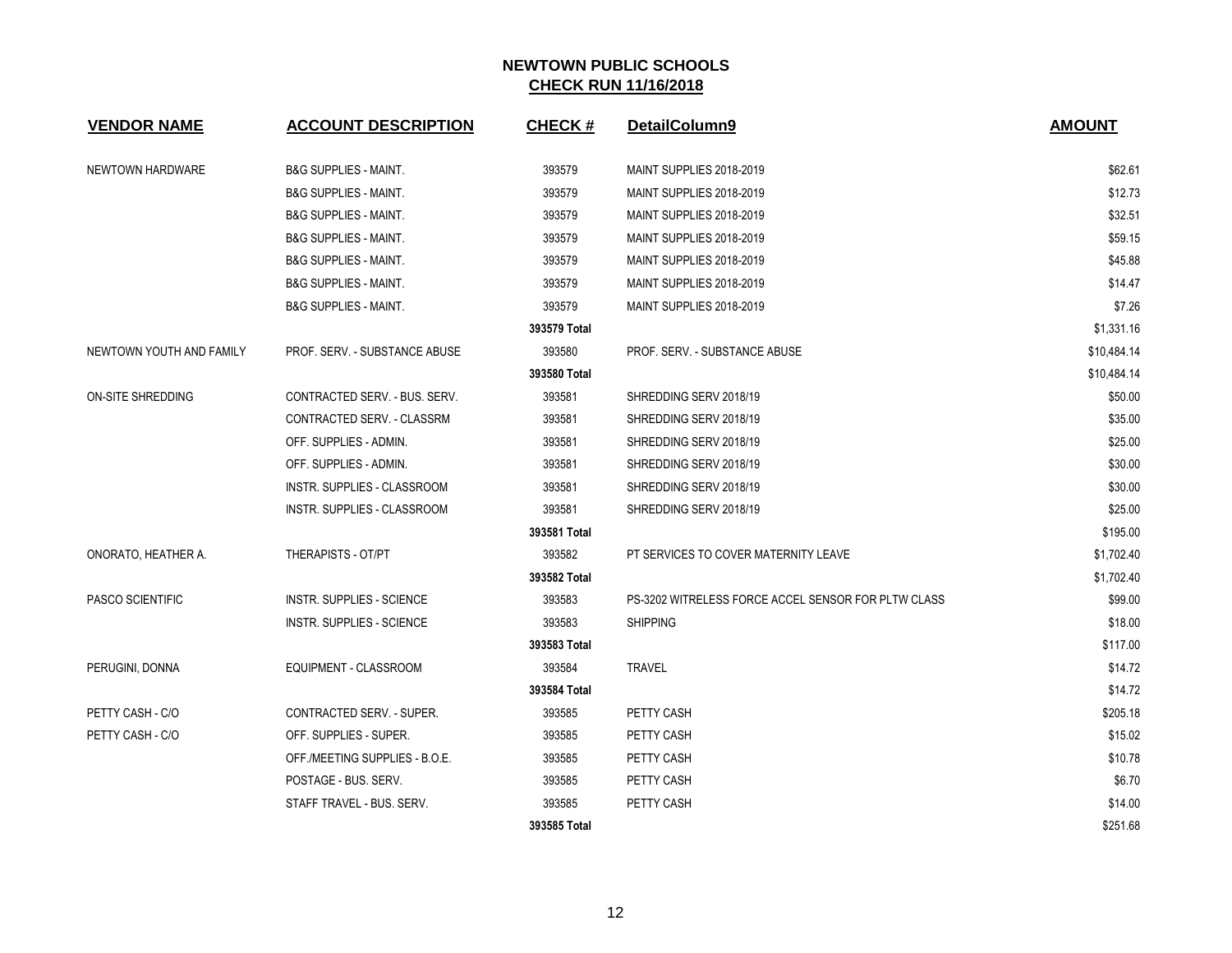# NEWTOWN PUBLIC SCHOOLS

## CHECK RUN 11/16/2018

| VENDOR NAME | ACCOUNT DESCRIPTION | CHECK # | DetailColumn9 | AMOUNT |
|---|---|---|---|---|
| NEWTOWN HARDWARE | B&G SUPPLIES - MAINT. | 393579 | MAINT SUPPLIES 2018-2019 | $62.61 |
| | B&G SUPPLIES - MAINT. | 393579 | MAINT SUPPLIES 2018-2019 | $12.73 |
| | B&G SUPPLIES - MAINT. | 393579 | MAINT SUPPLIES 2018-2019 | $32.51 |
| | B&G SUPPLIES - MAINT. | 393579 | MAINT SUPPLIES 2018-2019 | $59.15 |
| | B&G SUPPLIES - MAINT. | 393579 | MAINT SUPPLIES 2018-2019 | $45.88 |
| | B&G SUPPLIES - MAINT. | 393579 | MAINT SUPPLIES 2018-2019 | $14.47 |
| | B&G SUPPLIES - MAINT. | 393579 | MAINT SUPPLIES 2018-2019 | $7.26 |
| | | **393579 Total** | | $1,331.16 |
| NEWTOWN YOUTH AND FAMILY | PROF. SERV. - SUBSTANCE ABUSE | 393580 | PROF. SERV. - SUBSTANCE ABUSE | $10,484.14 |
| | | **393580 Total** | | $10,484.14 |
| ON-SITE SHREDDING | CONTRACTED SERV. - BUS. SERV. | 393581 | SHREDDING SERV 2018/19 | $50.00 |
| | CONTRACTED SERV. - CLASSRM | 393581 | SHREDDING SERV 2018/19 | $35.00 |
| | OFF. SUPPLIES - ADMIN. | 393581 | SHREDDING SERV 2018/19 | $25.00 |
| | OFF. SUPPLIES - ADMIN. | 393581 | SHREDDING SERV 2018/19 | $30.00 |
| | INSTR. SUPPLIES - CLASSROOM | 393581 | SHREDDING SERV 2018/19 | $30.00 |
| | INSTR. SUPPLIES - CLASSROOM | 393581 | SHREDDING SERV 2018/19 | $25.00 |
| | | **393581 Total** | | $195.00 |
| ONORATO, HEATHER A. | THERAPISTS - OT/PT | 393582 | PT SERVICES TO COVER MATERNITY LEAVE | $1,702.40 |
| | | **393582 Total** | | $1,702.40 |
| PASCO SCIENTIFIC | INSTR. SUPPLIES - SCIENCE | 393583 | PS-3202 WITRELESS FORCE ACCEL SENSOR FOR PLTW CLASS | $99.00 |
| | INSTR. SUPPLIES - SCIENCE | 393583 | SHIPPING | $18.00 |
| | | **393583 Total** | | $117.00 |
| PERUGINI, DONNA | EQUIPMENT - CLASSROOM | 393584 | TRAVEL | $14.72 |
| | | **393584 Total** | | $14.72 |
| PETTY CASH - C/O | CONTRACTED SERV. - SUPER. | 393585 | PETTY CASH | $205.18 |
| PETTY CASH - C/O | OFF. SUPPLIES - SUPER. | 393585 | PETTY CASH | $15.02 |
| | OFF./MEETING SUPPLIES - B.O.E. | 393585 | PETTY CASH | $10.78 |
| | POSTAGE - BUS. SERV. | 393585 | PETTY CASH | $6.70 |
| | STAFF TRAVEL - BUS. SERV. | 393585 | PETTY CASH | $14.00 |
| | | **393585 Total** | | $251.68 |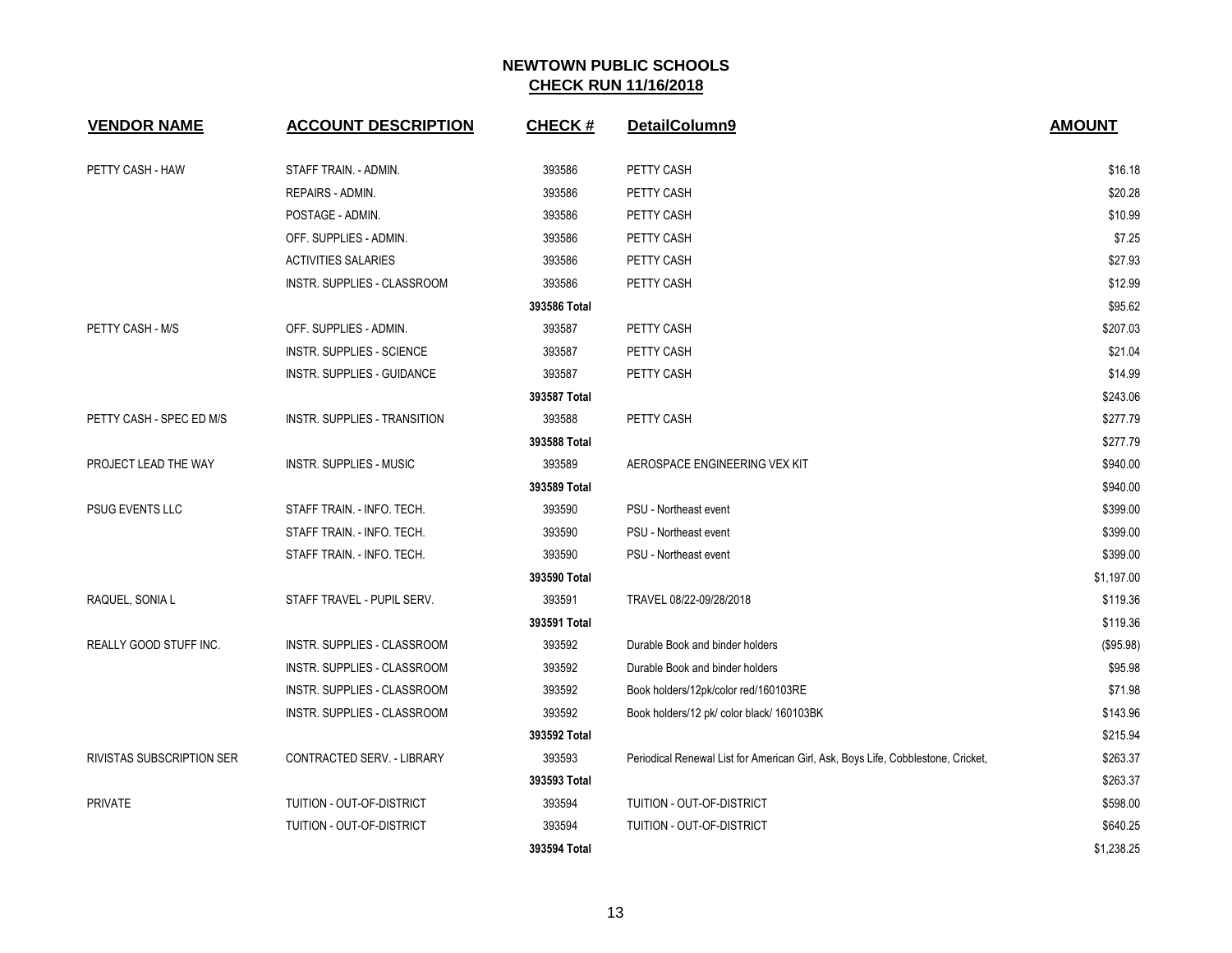# NEWTOWN PUBLIC SCHOOLS
## CHECK RUN 11/16/2018

| VENDOR NAME | ACCOUNT DESCRIPTION | CHECK # | DetailColumn9 | AMOUNT |
|---|---|---|---|---|
| PETTY CASH - HAW | STAFF TRAIN. - ADMIN. | 393586 | PETTY CASH | $16.18 |
| | REPAIRS - ADMIN. | 393586 | PETTY CASH | $20.28 |
| | POSTAGE - ADMIN. | 393586 | PETTY CASH | $10.99 |
| | OFF. SUPPLIES - ADMIN. | 393586 | PETTY CASH | $7.25 |
| | ACTIVITIES SALARIES | 393586 | PETTY CASH | $27.93 |
| | INSTR. SUPPLIES - CLASSROOM | 393586 | PETTY CASH | $12.99 |
| | | **393586 Total** | | $95.62 |
| PETTY CASH - M/S | OFF. SUPPLIES - ADMIN. | 393587 | PETTY CASH | $207.03 |
| | INSTR. SUPPLIES - SCIENCE | 393587 | PETTY CASH | $21.04 |
| | INSTR. SUPPLIES - GUIDANCE | 393587 | PETTY CASH | $14.99 |
| | | **393587 Total** | | $243.06 |
| PETTY CASH - SPEC ED M/S | INSTR. SUPPLIES - TRANSITION | 393588 | PETTY CASH | $277.79 |
| | | **393588 Total** | | $277.79 |
| PROJECT LEAD THE WAY | INSTR. SUPPLIES - MUSIC | 393589 | AEROSPACE ENGINEERING VEX KIT | $940.00 |
| | | **393589 Total** | | $940.00 |
| PSUG EVENTS LLC | STAFF TRAIN. - INFO. TECH. | 393590 | PSU - Northeast event | $399.00 |
| | STAFF TRAIN. - INFO. TECH. | 393590 | PSU - Northeast event | $399.00 |
| | STAFF TRAIN. - INFO. TECH. | 393590 | PSU - Northeast event | $399.00 |
| | | **393590 Total** | | $1,197.00 |
| RAQUEL, SONIA L | STAFF TRAVEL - PUPIL SERV. | 393591 | TRAVEL 08/22-09/28/2018 | $119.36 |
| | | **393591 Total** | | $119.36 |
| REALLY GOOD STUFF INC. | INSTR. SUPPLIES - CLASSROOM | 393592 | Durable Book and binder holders | ($95.98) |
| | INSTR. SUPPLIES - CLASSROOM | 393592 | Durable Book and binder holders | $95.98 |
| | INSTR. SUPPLIES - CLASSROOM | 393592 | Book holders/12pk/color red/160103RE | $71.98 |
| | INSTR. SUPPLIES - CLASSROOM | 393592 | Book holders/12 pk/ color black/ 160103BK | $143.96 |
| | | **393592 Total** | | $215.94 |
| RIVISTAS SUBSCRIPTION SER | CONTRACTED SERV. - LIBRARY | 393593 | Periodical Renewal List for American Girl, Ask, Boys Life, Cobblestone, Cricket, | $263.37 |
| | | **393593 Total** | | $263.37 |
| PRIVATE | TUITION - OUT-OF-DISTRICT | 393594 | TUITION - OUT-OF-DISTRICT | $598.00 |
| | TUITION - OUT-OF-DISTRICT | 393594 | TUITION - OUT-OF-DISTRICT | $640.25 |
| | | **393594 Total** | | $1,238.25 |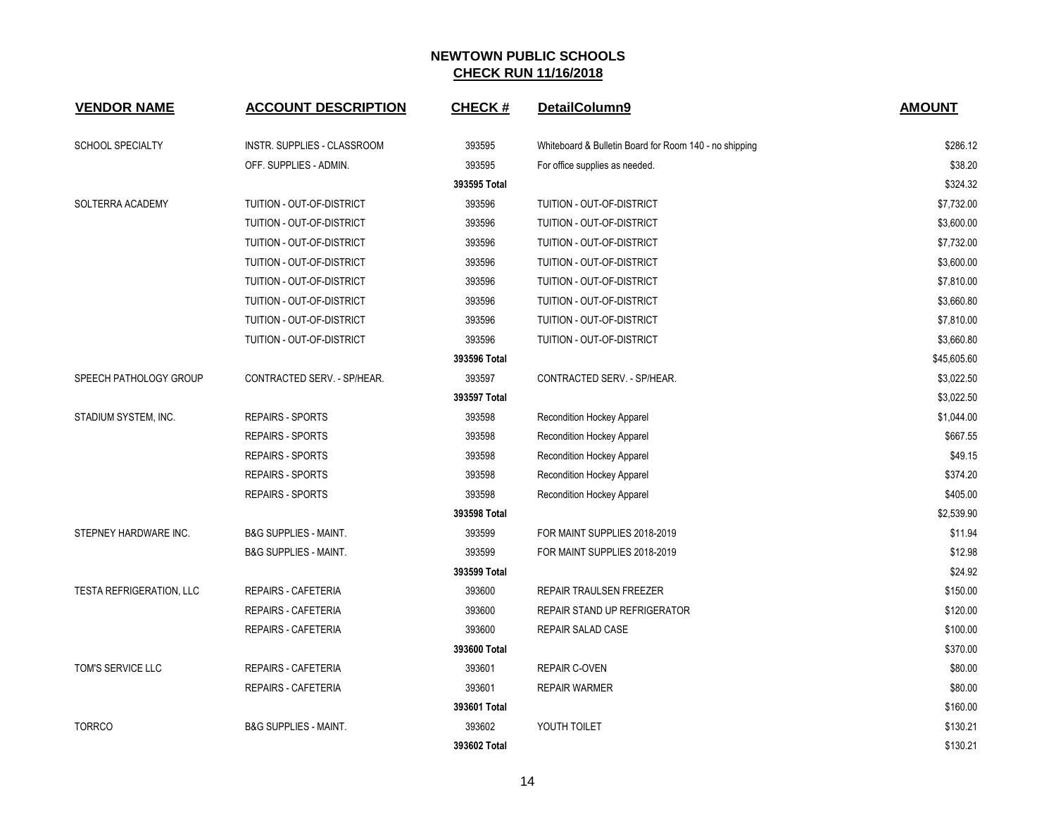# NEWTOWN PUBLIC SCHOOLS

## CHECK RUN 11/16/2018

| VENDOR NAME | ACCOUNT DESCRIPTION | CHECK # | DetailColumn9 | AMOUNT |
|---|---|---|---|---|
| SCHOOL SPECIALTY | INSTR. SUPPLIES - CLASSROOM | 393595 | Whiteboard & Bulletin Board for Room 140 - no shipping | $286.12 |
| | OFF. SUPPLIES - ADMIN. | 393595 | For office supplies as needed. | $38.20 |
| | | **393595 Total** | | $324.32 |
| SOLTERRA ACADEMY | TUITION - OUT-OF-DISTRICT | 393596 | TUITION - OUT-OF-DISTRICT | $7,732.00 |
| | TUITION - OUT-OF-DISTRICT | 393596 | TUITION - OUT-OF-DISTRICT | $3,600.00 |
| | TUITION - OUT-OF-DISTRICT | 393596 | TUITION - OUT-OF-DISTRICT | $7,732.00 |
| | TUITION - OUT-OF-DISTRICT | 393596 | TUITION - OUT-OF-DISTRICT | $3,600.00 |
| | TUITION - OUT-OF-DISTRICT | 393596 | TUITION - OUT-OF-DISTRICT | $7,810.00 |
| | TUITION - OUT-OF-DISTRICT | 393596 | TUITION - OUT-OF-DISTRICT | $3,660.80 |
| | TUITION - OUT-OF-DISTRICT | 393596 | TUITION - OUT-OF-DISTRICT | $7,810.00 |
| | TUITION - OUT-OF-DISTRICT | 393596 | TUITION - OUT-OF-DISTRICT | $3,660.80 |
| | | **393596 Total** | | $45,605.60 |
| SPEECH PATHOLOGY GROUP | CONTRACTED SERV. - SP/HEAR. | 393597 | CONTRACTED SERV. - SP/HEAR. | $3,022.50 |
| | | **393597 Total** | | $3,022.50 |
| STADIUM SYSTEM, INC. | REPAIRS - SPORTS | 393598 | Recondition Hockey Apparel | $1,044.00 |
| | REPAIRS - SPORTS | 393598 | Recondition Hockey Apparel | $667.55 |
| | REPAIRS - SPORTS | 393598 | Recondition Hockey Apparel | $49.15 |
| | REPAIRS - SPORTS | 393598 | Recondition Hockey Apparel | $374.20 |
| | REPAIRS - SPORTS | 393598 | Recondition Hockey Apparel | $405.00 |
| | | **393598 Total** | | $2,539.90 |
| STEPNEY HARDWARE INC. | B&G SUPPLIES - MAINT. | 393599 | FOR MAINT SUPPLIES 2018-2019 | $11.94 |
| | B&G SUPPLIES - MAINT. | 393599 | FOR MAINT SUPPLIES 2018-2019 | $12.98 |
| | | **393599 Total** | | $24.92 |
| TESTA REFRIGERATION, LLC | REPAIRS - CAFETERIA | 393600 | REPAIR TRAULSEN FREEZER | $150.00 |
| | REPAIRS - CAFETERIA | 393600 | REPAIR STAND UP REFRIGERATOR | $120.00 |
| | REPAIRS - CAFETERIA | 393600 | REPAIR SALAD CASE | $100.00 |
| | | **393600 Total** | | $370.00 |
| TOM'S SERVICE LLC | REPAIRS - CAFETERIA | 393601 | REPAIR C-OVEN | $80.00 |
| | REPAIRS - CAFETERIA | 393601 | REPAIR WARMER | $80.00 |
| | | **393601 Total** | | $160.00 |
| TORRCO | B&G SUPPLIES - MAINT. | 393602 | YOUTH TOILET | $130.21 |
| | | **393602 Total** | | $130.21 |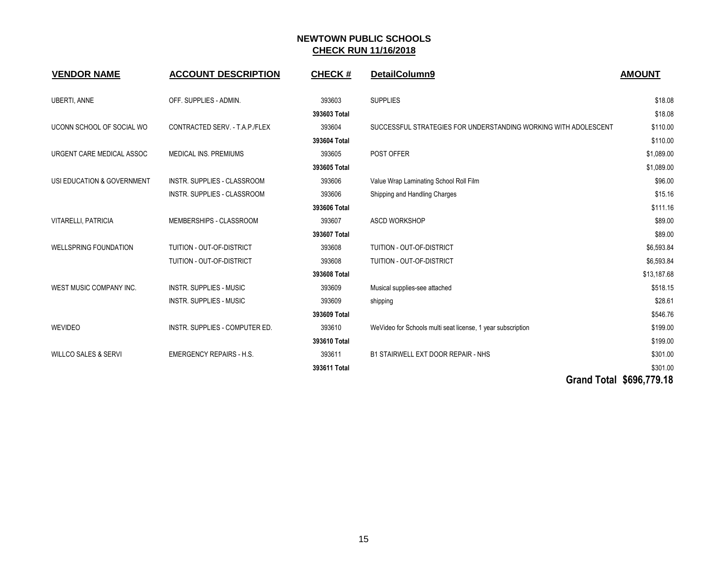**NEWTOWN PUBLIC SCHOOLS**

**CHECK RUN 11/16/2018**

| VENDOR NAME | ACCOUNT DESCRIPTION | CHECK # | DetailColumn9 | AMOUNT |
|---|---|---|---|---|
| UBERTI, ANNE | OFF. SUPPLIES - ADMIN. | 393603 | SUPPLIES | $18.08 |
| | | **393603 Total** | | $18.08 |
| UCONN SCHOOL OF SOCIAL WO | CONTRACTED SERV. - T.A.P./FLEX | 393604 | SUCCESSFUL STRATEGIES FOR UNDERSTANDING WORKING WITH ADOLESCENT | $110.00 |
| | | **393604 Total** | | $110.00 |
| URGENT CARE MEDICAL ASSOC | MEDICAL INS. PREMIUMS | 393605 | POST OFFER | $1,089.00 |
| | | **393605 Total** | | $1,089.00 |
| USI EDUCATION & GOVERNMENT | INSTR. SUPPLIES - CLASSROOM | 393606 | Value Wrap Laminating School Roll Film | $96.00 |
| | INSTR. SUPPLIES - CLASSROOM | 393606 | Shipping and Handling Charges | $15.16 |
| | | **393606 Total** | | $111.16 |
| VITARELLI, PATRICIA | MEMBERSHIPS - CLASSROOM | 393607 | ASCD WORKSHOP | $89.00 |
| | | **393607 Total** | | $89.00 |
| WELLSPRING FOUNDATION | TUITION - OUT-OF-DISTRICT | 393608 | TUITION - OUT-OF-DISTRICT | $6,593.84 |
| | TUITION - OUT-OF-DISTRICT | 393608 | TUITION - OUT-OF-DISTRICT | $6,593.84 |
| | | **393608 Total** | | $13,187.68 |
| WEST MUSIC COMPANY INC. | INSTR. SUPPLIES - MUSIC | 393609 | Musical supplies-see attached | $518.15 |
| | INSTR. SUPPLIES - MUSIC | 393609 | shipping | $28.61 |
| | | **393609 Total** | | $546.76 |
| WEVIDEO | INSTR. SUPPLIES - COMPUTER ED. | 393610 | WeVideo for Schools multi seat license, 1 year subscription | $199.00 |
| | | **393610 Total** | | $199.00 |
| WILLCO SALES & SERVI | EMERGENCY REPAIRS - H.S. | 393611 | B1 STAIRWELL EXT DOOR REPAIR - NHS | $301.00 |
| | | **393611 Total** | | $301.00 |
| | | | **Grand Total** | **$696,779.18** |